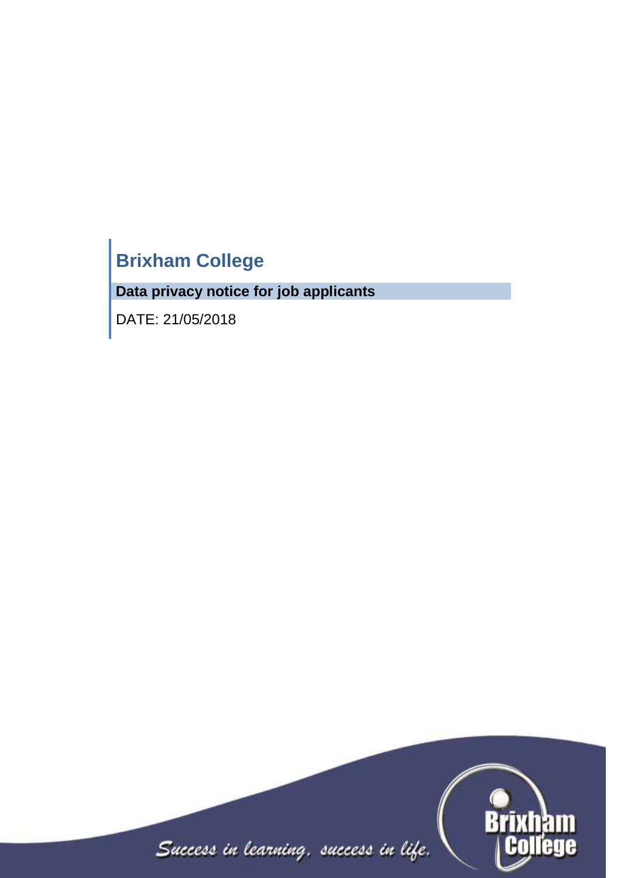# Brixham College

**Data privacy notice for job applicants**

DATE: 21/05/2018

Success in learning, success in life.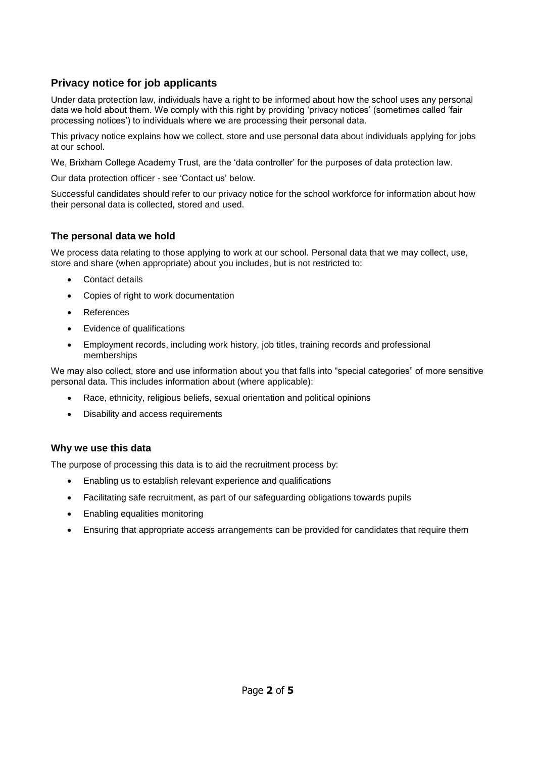## Privacy notice for job applicants

Under data protection law, individuals have a right to be informed about how the school uses any personal data we hold about them. We comply with this right by providing 'privacy notices' (sometimes called 'fair processing notices') to individuals where we are processing their personal data.

This privacy notice explains how we collect, store and use personal data about individuals applying for jobs at our school.

We, Brixham College Academy Trust, are the 'data controller' for the purposes of data protection law.

Our data protection officer - see 'Contact us' below.

Successful candidates should refer to our privacy notice for the school workforce for information about how their personal data is collected, stored and used.

### The personal data we hold

We process data relating to those applying to work at our school. Personal data that we may collect, use, store and share (when appropriate) about you includes, but is not restricted to:

- Contact details
- Copies of right to work documentation
- References
- Evidence of qualifications
- Employment records, including work history, job titles, training records and professional memberships

We may also collect, store and use information about you that falls into "special categories" of more sensitive personal data. This includes information about (where applicable):

- Race, ethnicity, religious beliefs, sexual orientation and political opinions
- Disability and access requirements

### Why we use this data

The purpose of processing this data is to aid the recruitment process by:

- Enabling us to establish relevant experience and qualifications
- Facilitating safe recruitment, as part of our safeguarding obligations towards pupils
- Enabling equalities monitoring
- Ensuring that appropriate access arrangements can be provided for candidates that require them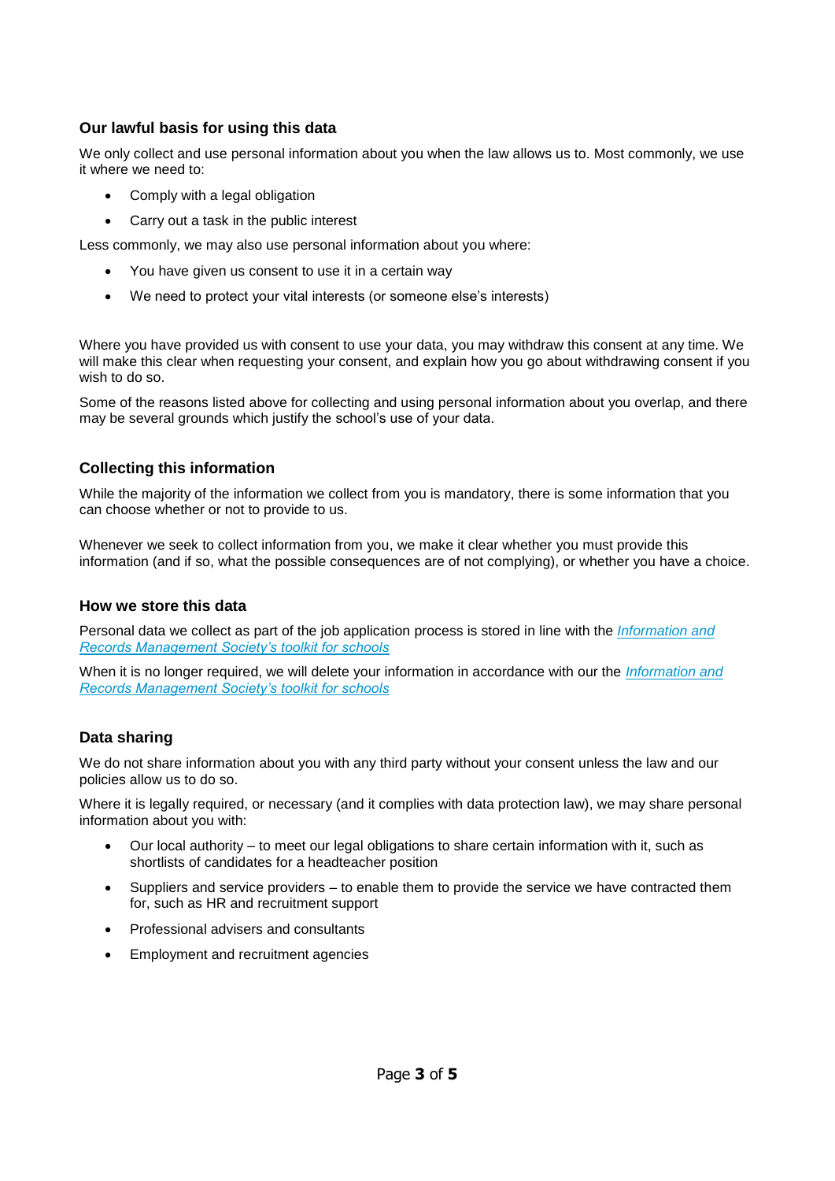### Our lawful basis for using this data

We only collect and use personal information about you when the law allows us to. Most commonly, we use it where we need to:

- Comply with a legal obligation
- Carry out a task in the public interest

Less commonly, we may also use personal information about you where:

- You have given us consent to use it in a certain way
- We need to protect your vital interests (or someone else's interests)

Where you have provided us with consent to use your data, you may withdraw this consent at any time. We will make this clear when requesting your consent, and explain how you go about withdrawing consent if you wish to do so.

Some of the reasons listed above for collecting and using personal information about you overlap, and there may be several grounds which justify the school's use of your data.

### Collecting this information

While the majority of the information we collect from you is mandatory, there is some information that you can choose whether or not to provide to us.

Whenever we seek to collect information from you, we make it clear whether you must provide this information (and if so, what the possible consequences are of not complying), or whether you have a choice.

### How we store this data

Personal data we collect as part of the job application process is stored in line with the *Information and Records Management Society's toolkit for schools*

When it is no longer required, we will delete your information in accordance with our the *Information and Records Management Society's toolkit for schools*

### Data sharing

We do not share information about you with any third party without your consent unless the law and our policies allow us to do so.

Where it is legally required, or necessary (and it complies with data protection law), we may share personal information about you with:

- Our local authority – to meet our legal obligations to share certain information with it, such as shortlists of candidates for a headteacher position
- Suppliers and service providers – to enable them to provide the service we have contracted them for, such as HR and recruitment support
- Professional advisers and consultants
- Employment and recruitment agencies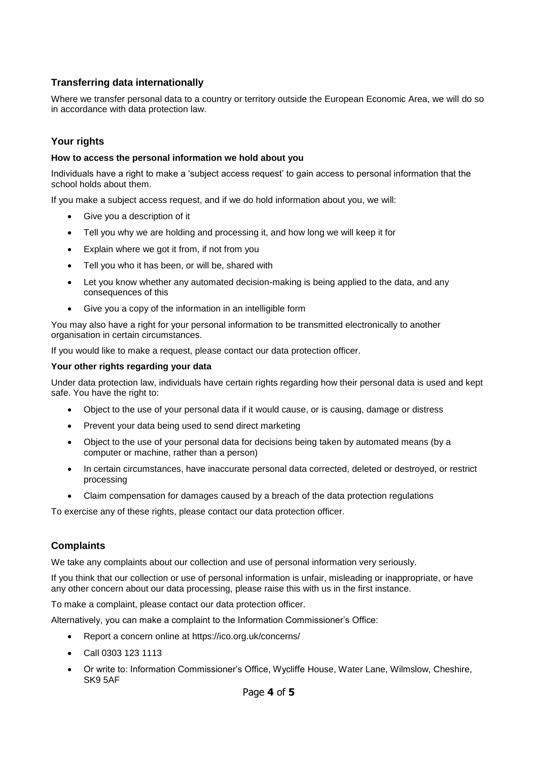## Transferring data internationally

Where we transfer personal data to a country or territory outside the European Economic Area, we will do so in accordance with data protection law.

## Your rights

### How to access the personal information we hold about you

Individuals have a right to make a 'subject access request' to gain access to personal information that the school holds about them.

If you make a subject access request, and if we do hold information about you, we will:

- Give you a description of it
- Tell you why we are holding and processing it, and how long we will keep it for
- Explain where we got it from, if not from you
- Tell you who it has been, or will be, shared with
- Let you know whether any automated decision-making is being applied to the data, and any consequences of this
- Give you a copy of the information in an intelligible form

You may also have a right for your personal information to be transmitted electronically to another organisation in certain circumstances.

If you would like to make a request, please contact our data protection officer.

### Your other rights regarding your data

Under data protection law, individuals have certain rights regarding how their personal data is used and kept safe. You have the right to:

- Object to the use of your personal data if it would cause, or is causing, damage or distress
- Prevent your data being used to send direct marketing
- Object to the use of your personal data for decisions being taken by automated means (by a computer or machine, rather than a person)
- In certain circumstances, have inaccurate personal data corrected, deleted or destroyed, or restrict processing
- Claim compensation for damages caused by a breach of the data protection regulations

To exercise any of these rights, please contact our data protection officer.

## Complaints

We take any complaints about our collection and use of personal information very seriously.

If you think that our collection or use of personal information is unfair, misleading or inappropriate, or have any other concern about our data processing, please raise this with us in the first instance.

To make a complaint, please contact our data protection officer.

Alternatively, you can make a complaint to the Information Commissioner's Office:

- Report a concern online at https://ico.org.uk/concerns/
- Call 0303 123 1113
- Or write to: Information Commissioner's Office, Wycliffe House, Water Lane, Wilmslow, Cheshire, SK9 5AF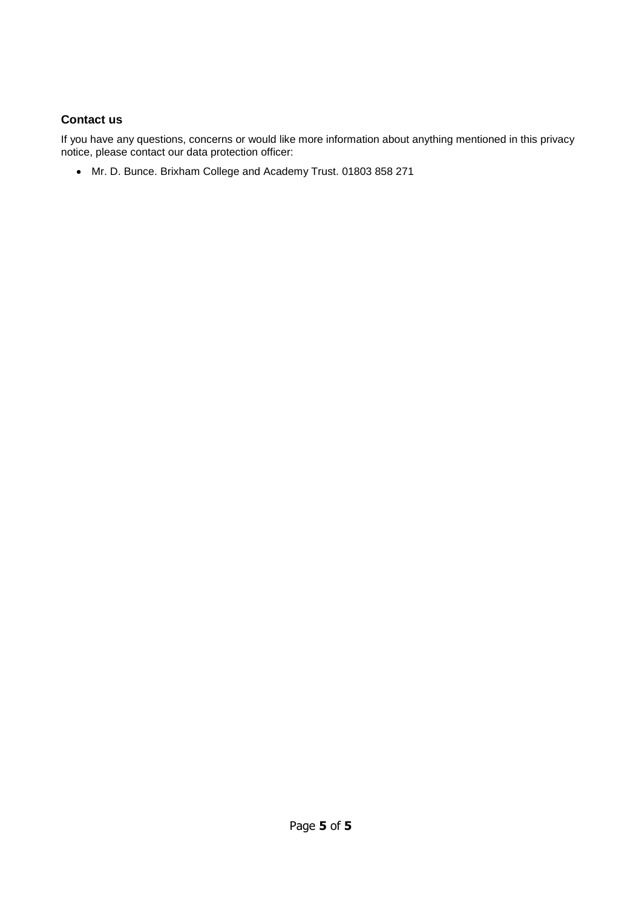### Contact us

If you have any questions, concerns or would like more information about anything mentioned in this privacy notice, please contact our data protection officer:

- Mr. D. Bunce. Brixham College and Academy Trust. 01803 858 271